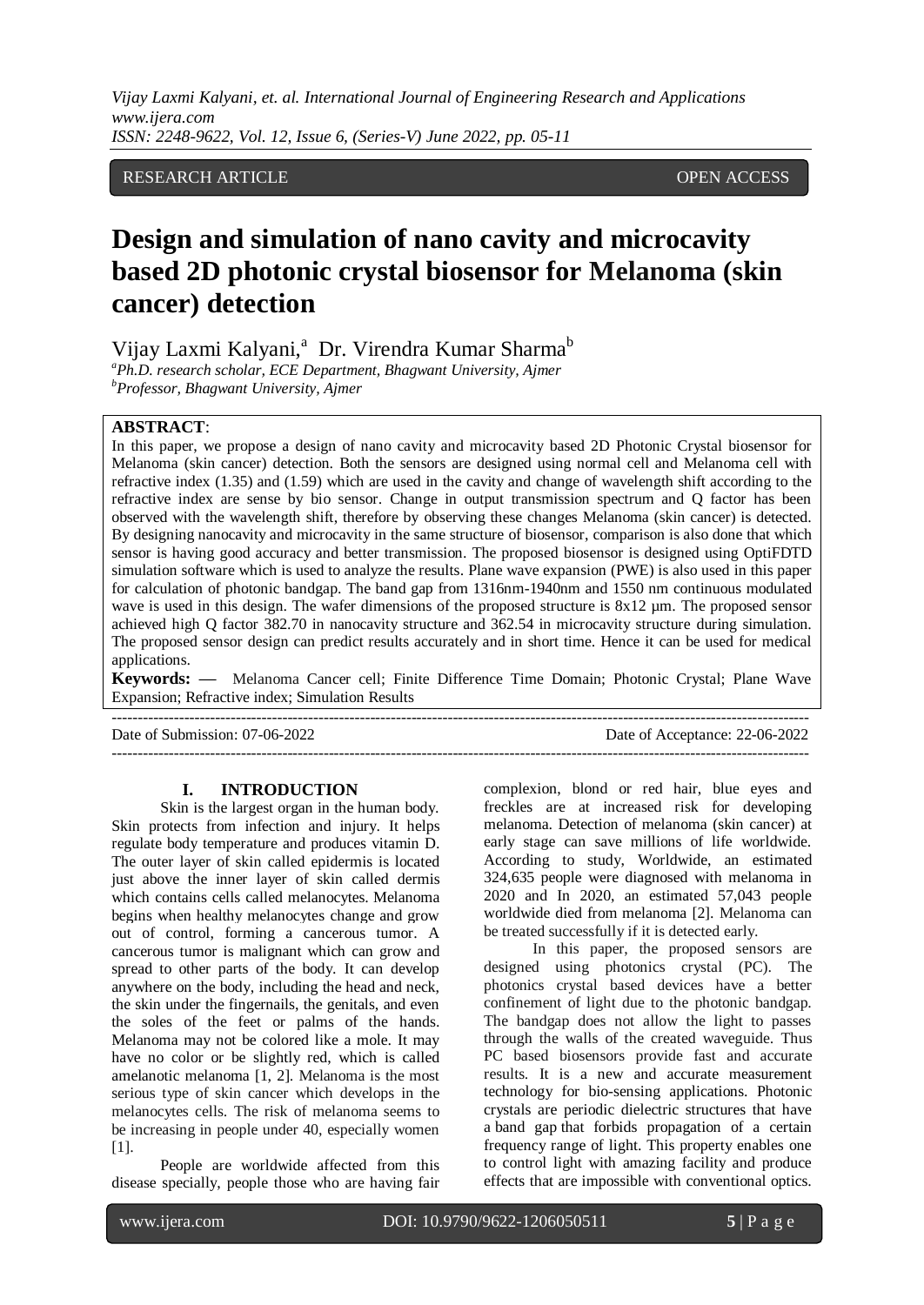RESEARCH ARTICLE OPEN ACCESS

# Design and simulation of nano cavity and microcavity based 2D photonic crystal biosensor for Melanoma (skin cancer) detection

Vijay Laxmi Kalyani,[a] Dr. Virendra Kumar Sharma[b]

[a] *Ph.D. research scholar, ECE Department, Bhagwant University, Ajmer*
[b] *Professor, Bhagwant University, Ajmer*

**ABSTRACT**:

In this paper, we propose a design of nano cavity and microcavity based 2D Photonic Crystal biosensor for Melanoma (skin cancer) detection. Both the sensors are designed using normal cell and Melanoma cell with refractive index (1.35) and (1.59) which are used in the cavity and change of wavelength shift according to the refractive index are sense by bio sensor. Change in output transmission spectrum and Q factor has been observed with the wavelength shift, therefore by observing these changes Melanoma (skin cancer) is detected. By designing nanocavity and microcavity in the same structure of biosensor, comparison is also done that which sensor is having good accuracy and better transmission. The proposed biosensor is designed using OptiFDTD simulation software which is used to analyze the results. Plane wave expansion (PWE) is also used in this paper for calculation of photonic bandgap. The band gap from 1316nm-1940nm and 1550 nm continuous modulated wave is used in this design. The wafer dimensions of the proposed structure is 8x12 µm. The proposed sensor achieved high Q factor 382.70 in nanocavity structure and 362.54 in microcavity structure during simulation. The proposed sensor design can predict results accurately and in short time. Hence it can be used for medical applications.

**Keywords: —** Melanoma Cancer cell; Finite Difference Time Domain; Photonic Crystal; Plane Wave Expansion; Refractive index; Simulation Results

---

Date of Submission: 07-06-2022 Date of Acceptance: 22-06-2022

---

## I. INTRODUCTION

Skin is the largest organ in the human body. Skin protects from infection and injury. It helps regulate body temperature and produces vitamin D. The outer layer of skin called epidermis is located just above the inner layer of skin called dermis which contains cells called melanocytes. Melanoma begins when healthy melanocytes change and grow out of control, forming a cancerous tumor. A cancerous tumor is malignant which can grow and spread to other parts of the body. It can develop anywhere on the body, including the head and neck, the skin under the fingernails, the genitals, and even the soles of the feet or palms of the hands. Melanoma may not be colored like a mole. It may have no color or be slightly red, which is called amelanotic melanoma [1, 2]. Melanoma is the most serious type of skin cancer which develops in the melanocytes cells. The risk of melanoma seems to be increasing in people under 40, especially women [1].

People are worldwide affected from this disease specially, people those who are having fair complexion, blond or red hair, blue eyes and freckles are at increased risk for developing melanoma. Detection of melanoma (skin cancer) at early stage can save millions of life worldwide. According to study, Worldwide, an estimated 324,635 people were diagnosed with melanoma in 2020 and In 2020, an estimated 57,043 people worldwide died from melanoma [2]. Melanoma can be treated successfully if it is detected early.

In this paper, the proposed sensors are designed using photonics crystal (PC). The photonics crystal based devices have a better confinement of light due to the photonic bandgap. The bandgap does not allow the light to passes through the walls of the created waveguide. Thus PC based biosensors provide fast and accurate results. It is a new and accurate measurement technology for bio-sensing applications. Photonic crystals are periodic dielectric structures that have a band gap that forbids propagation of a certain frequency range of light. This property enables one to control light with amazing facility and produce effects that are impossible with conventional optics.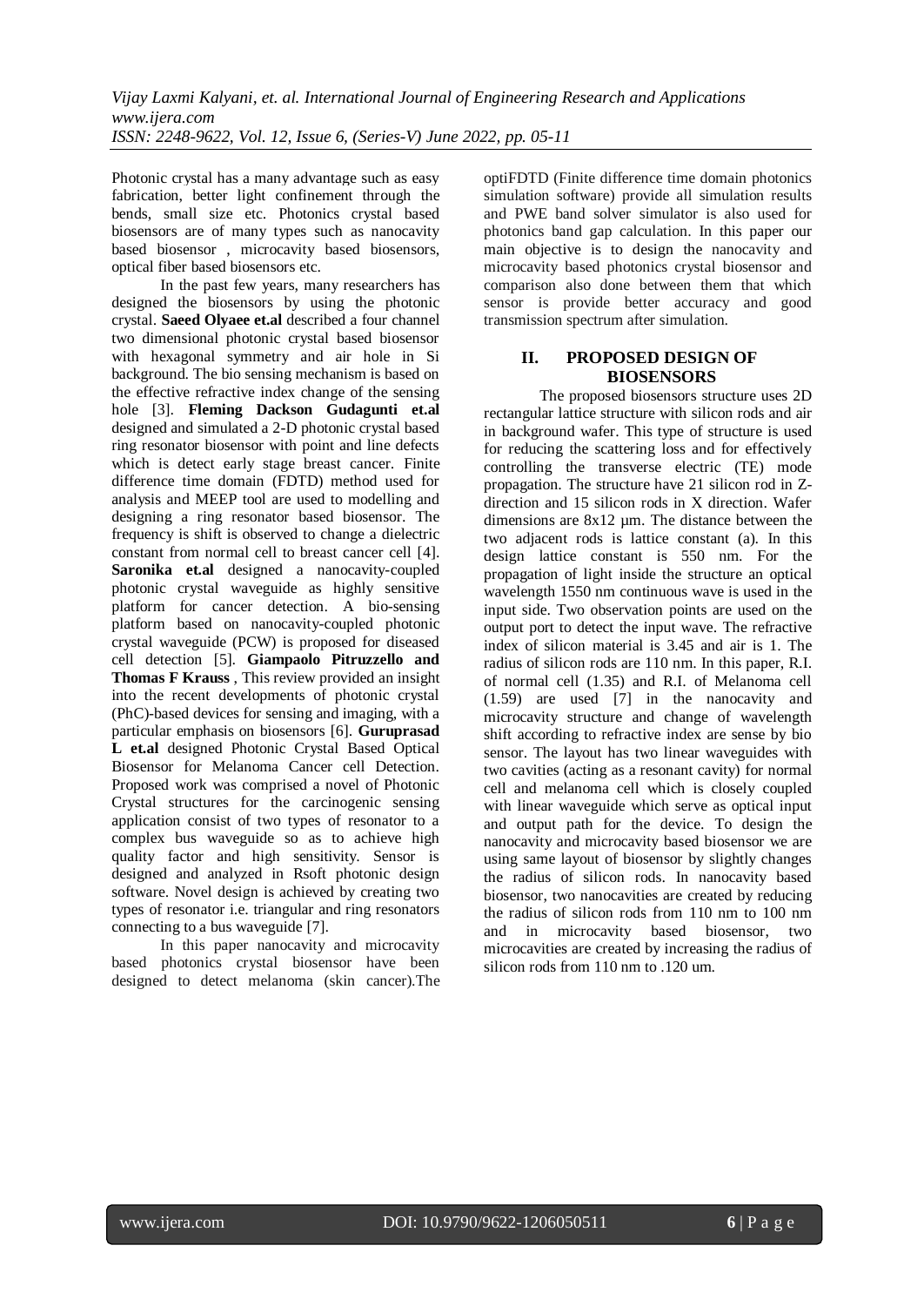Photonic crystal has a many advantage such as easy fabrication, better light confinement through the bends, small size etc. Photonics crystal based biosensors are of many types such as nanocavity based biosensor , microcavity based biosensors, optical fiber based biosensors etc.

In the past few years, many researchers has designed the biosensors by using the photonic crystal. **Saeed Olyaee et.al** described a four channel two dimensional photonic crystal based biosensor with hexagonal symmetry and air hole in Si background. The bio sensing mechanism is based on the effective refractive index change of the sensing hole [3]. **Fleming Dackson Gudagunti et.al** designed and simulated a 2-D photonic crystal based ring resonator biosensor with point and line defects which is detect early stage breast cancer. Finite difference time domain (FDTD) method used for analysis and MEEP tool are used to modelling and designing a ring resonator based biosensor. The frequency is shift is observed to change a dielectric constant from normal cell to breast cancer cell [4]. **Saronika et.al** designed a nanocavity-coupled photonic crystal waveguide as highly sensitive platform for cancer detection. A bio-sensing platform based on nanocavity-coupled photonic crystal waveguide (PCW) is proposed for diseased cell detection [5]. **Giampaolo Pitruzzello and Thomas F Krauss** , This review provided an insight into the recent developments of photonic crystal (PhC)-based devices for sensing and imaging, with a particular emphasis on biosensors [6]. **Guruprasad L et.al** designed Photonic Crystal Based Optical Biosensor for Melanoma Cancer cell Detection. Proposed work was comprised a novel of Photonic Crystal structures for the carcinogenic sensing application consist of two types of resonator to a complex bus waveguide so as to achieve high quality factor and high sensitivity. Sensor is designed and analyzed in Rsoft photonic design software. Novel design is achieved by creating two types of resonator i.e. triangular and ring resonators connecting to a bus waveguide [7].

In this paper nanocavity and microcavity based photonics crystal biosensor have been designed to detect melanoma (skin cancer).The optiFDTD (Finite difference time domain photonics simulation software) provide all simulation results and PWE band solver simulator is also used for photonics band gap calculation. In this paper our main objective is to design the nanocavity and microcavity based photonics crystal biosensor and comparison also done between them that which sensor is provide better accuracy and good transmission spectrum after simulation.

## II. PROPOSED DESIGN OF BIOSENSORS

The proposed biosensors structure uses 2D rectangular lattice structure with silicon rods and air in background wafer. This type of structure is used for reducing the scattering loss and for effectively controlling the transverse electric (TE) mode propagation. The structure have 21 silicon rod in Z-direction and 15 silicon rods in X direction. Wafer dimensions are 8x12 µm. The distance between the two adjacent rods is lattice constant (a). In this design lattice constant is 550 nm. For the propagation of light inside the structure an optical wavelength 1550 nm continuous wave is used in the input side. Two observation points are used on the output port to detect the input wave. The refractive index of silicon material is 3.45 and air is 1. The radius of silicon rods are 110 nm. In this paper, R.I. of normal cell (1.35) and R.I. of Melanoma cell (1.59) are used [7] in the nanocavity and microcavity structure and change of wavelength shift according to refractive index are sense by bio sensor. The layout has two linear waveguides with two cavities (acting as a resonant cavity) for normal cell and melanoma cell which is closely coupled with linear waveguide which serve as optical input and output path for the device. To design the nanocavity and microcavity based biosensor we are using same layout of biosensor by slightly changes the radius of silicon rods. In nanocavity based biosensor, two nanocavities are created by reducing the radius of silicon rods from 110 nm to 100 nm and in microcavity based biosensor, two microcavities are created by increasing the radius of silicon rods from 110 nm to .120 um.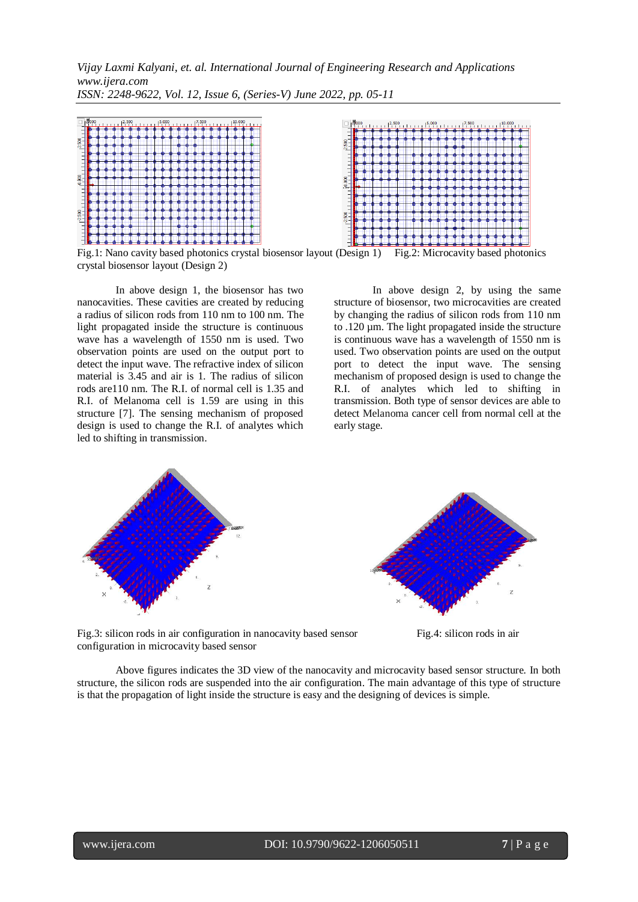Fig.1: Nano cavity based photonics crystal biosensor layout (Design 1)

Fig.2: Microcavity based photonics crystal biosensor layout (Design 2)

In above design 1, the biosensor has two nanocavities. These cavities are created by reducing a radius of silicon rods from 110 nm to 100 nm. The light propagated inside the structure is continuous wave has a wavelength of 1550 nm is used. Two observation points are used on the output port to detect the input wave. The refractive index of silicon material is 3.45 and air is 1. The radius of silicon rods are110 nm. The R.I. of normal cell is 1.35 and R.I. of Melanoma cell is 1.59 are using in this structure [7]. The sensing mechanism of proposed design is used to change the R.I. of analytes which led to shifting in transmission.

In above design 2, by using the same structure of biosensor, two microcavities are created by changing the radius of silicon rods from 110 nm to .120 µm. The light propagated inside the structure is continuous wave has a wavelength of 1550 nm is used. Two observation points are used on the output port to detect the input wave. The sensing mechanism of proposed design is used to change the R.I. of analytes which led to shifting in transmission. Both type of sensor devices are able to detect Melanoma cancer cell from normal cell at the early stage.

Fig.3: silicon rods in air configuration in nanocavity based sensor

Fig.4: silicon rods in air configuration in microcavity based sensor

Above figures indicates the 3D view of the nanocavity and microcavity based sensor structure. In both structure, the silicon rods are suspended into the air configuration. The main advantage of this type of structure is that the propagation of light inside the structure is easy and the designing of devices is simple.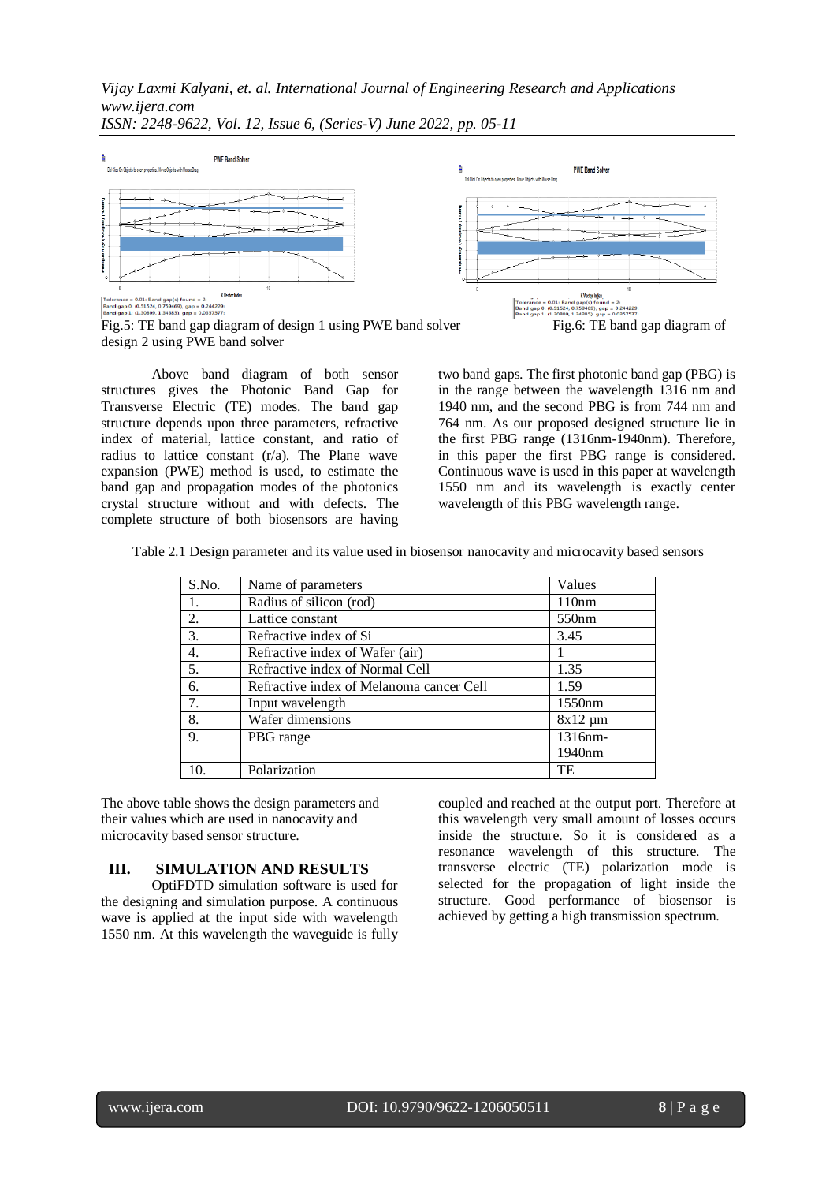Fig.5: TE band gap diagram of design 1 using PWE band solver

Fig.6: TE band gap diagram of design 2 using PWE band solver

Above band diagram of both sensor structures gives the Photonic Band Gap for Transverse Electric (TE) modes. The band gap structure depends upon three parameters, refractive index of material, lattice constant, and ratio of radius to lattice constant (r/a). The Plane wave expansion (PWE) method is used, to estimate the band gap and propagation modes of the photonics crystal structure without and with defects. The complete structure of both biosensors are having two band gaps. The first photonic band gap (PBG) is in the range between the wavelength 1316 nm and 1940 nm, and the second PBG is from 744 nm and 764 nm. As our proposed designed structure lie in the first PBG range (1316nm-1940nm). Therefore, in this paper the first PBG range is considered. Continuous wave is used in this paper at wavelength 1550 nm and its wavelength is exactly center wavelength of this PBG wavelength range.

Table 2.1 Design parameter and its value used in biosensor nanocavity and microcavity based sensors

| S.No. | Name of parameters | Values |
|---|---|---|
| 1. | Radius of silicon (rod) | 110nm |
| 2. | Lattice constant | 550nm |
| 3. | Refractive index of Si | 3.45 |
| 4. | Refractive index of Wafer (air) | 1 |
| 5. | Refractive index of Normal Cell | 1.35 |
| 6. | Refractive index of Melanoma cancer Cell | 1.59 |
| 7. | Input wavelength | 1550nm |
| 8. | Wafer dimensions | 8x12 µm |
| 9. | PBG range | 1316nm-1940nm |
| 10. | Polarization | TE |

The above table shows the design parameters and their values which are used in nanocavity and microcavity based sensor structure.

## III. SIMULATION AND RESULTS

OptiFDTD simulation software is used for the designing and simulation purpose. A continuous wave is applied at the input side with wavelength 1550 nm. At this wavelength the waveguide is fully coupled and reached at the output port. Therefore at this wavelength very small amount of losses occurs inside the structure. So it is considered as a resonance wavelength of this structure. The transverse electric (TE) polarization mode is selected for the propagation of light inside the structure. Good performance of biosensor is achieved by getting a high transmission spectrum.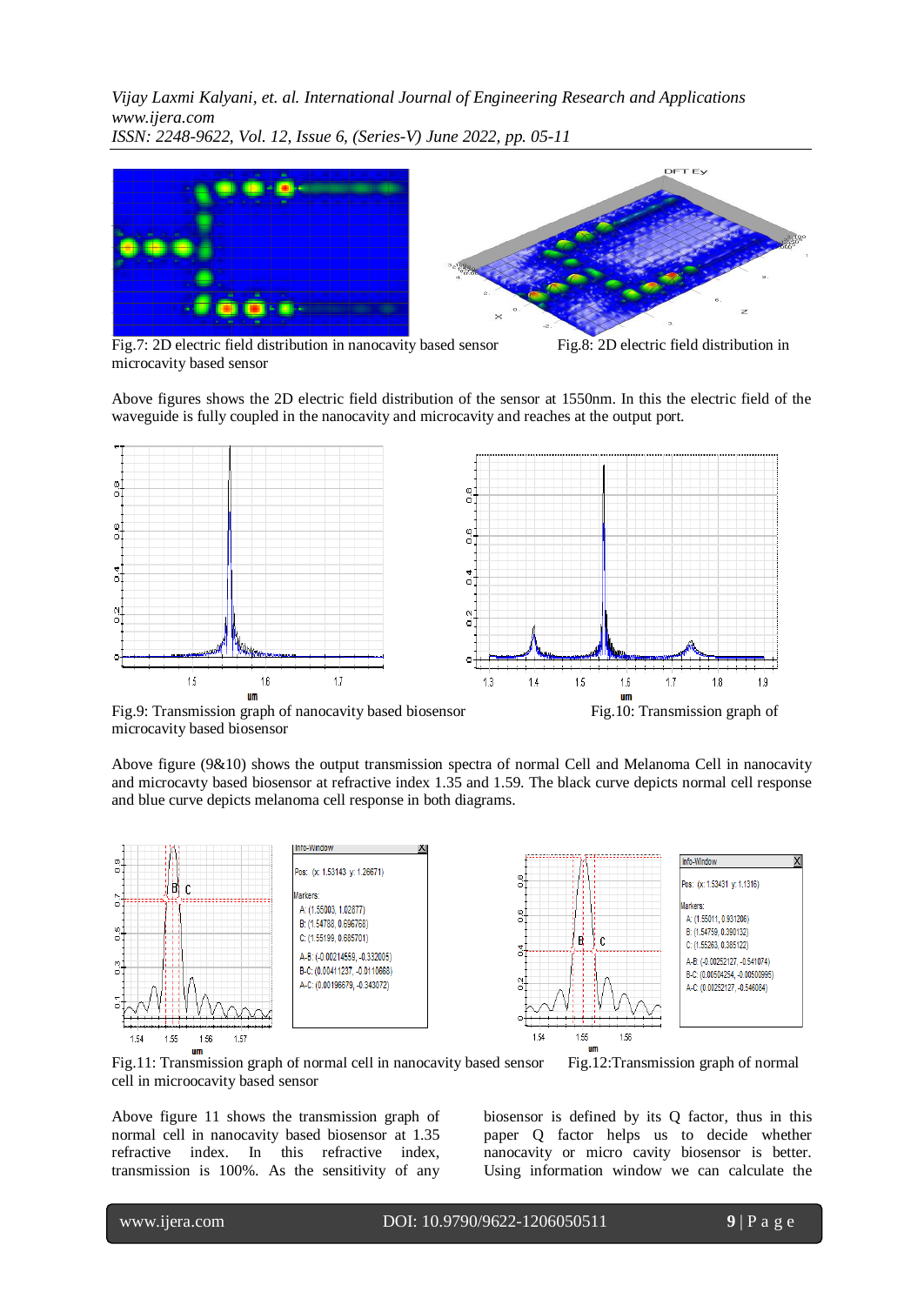Fig.7: 2D electric field distribution in nanocavity based sensor

Fig.8: 2D electric field distribution in microcavity based sensor

Above figures shows the 2D electric field distribution of the sensor at 1550nm. In this the electric field of the waveguide is fully coupled in the nanocavity and microcavity and reaches at the output port.

Fig.9: Transmission graph of nanocavity based biosensor

Fig.10: Transmission graph of microcavity based biosensor

Above figure (9&10) shows the output transmission spectra of normal Cell and Melanoma Cell in nanocavity and microcavty based biosensor at refractive index 1.35 and 1.59. The black curve depicts normal cell response and blue curve depicts melanoma cell response in both diagrams.

Fig.11: Transmission graph of normal cell in nanocavity based sensor

Fig.12:Transmission graph of normal cell in microocavity based sensor

Above figure 11 shows the transmission graph of normal cell in nanocavity based biosensor at 1.35 refractive index. In this refractive index, transmission is 100%. As the sensitivity of any biosensor is defined by its Q factor, thus in this paper Q factor helps us to decide whether nanocavity or micro cavity biosensor is better. Using information window we can calculate the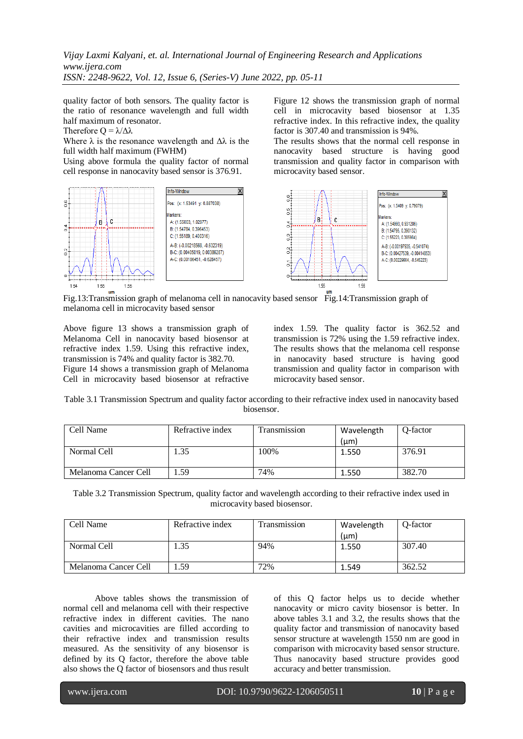quality factor of both sensors. The quality factor is the ratio of resonance wavelength and full width half maximum of resonator.

Therefore $Q = \lambda/\Delta\lambda$

Where $\lambda$ is the resonance wavelength and $\Delta\lambda$ is the full width half maximum (FWHM)

Using above formula the quality factor of normal cell response in nanocavity based sensor is 376.91.

Figure 12 shows the transmission graph of normal cell in microcavity based biosensor at 1.35 refractive index. In this refractive index, the quality factor is 307.40 and transmission is 94%.

The results shows that the normal cell response in nanocavity based structure is having good transmission and quality factor in comparison with microcavity based sensor.

Fig.13:Transmission graph of melanoma cell in nanocavity based sensor

Fig.14:Transmission graph of melanoma cell in microcavity based sensor

Above figure 13 shows a transmission graph of Melanoma Cell in nanocavity based biosensor at refractive index 1.59. Using this refractive index, transmission is 74% and quality factor is 382.70.

Figure 14 shows a transmission graph of Melanoma Cell in microcavity based biosensor at refractive index 1.59. The quality factor is 362.52 and transmission is 72% using the 1.59 refractive index. The results shows that the melanoma cell response in nanocavity based structure is having good transmission and quality factor in comparison with microcavity based sensor.

Table 3.1 Transmission Spectrum and quality factor according to their refractive index used in nanocavity based biosensor.

| Cell Name | Refractive index | Transmission | Wavelength (µm) | Q-factor |
|---|---|---|---|---|
| Normal Cell | 1.35 | 100% | 1.550 | 376.91 |
| Melanoma Cancer Cell | 1.59 | 74% | 1.550 | 382.70 |

Table 3.2 Transmission Spectrum, quality factor and wavelength according to their refractive index used in microcavity based biosensor.

| Cell Name | Refractive index | Transmission | Wavelength (µm) | Q-factor |
|---|---|---|---|---|
| Normal Cell | 1.35 | 94% | 1.550 | 307.40 |
| Melanoma Cancer Cell | 1.59 | 72% | 1.549 | 362.52 |

Above tables shows the transmission of normal cell and melanoma cell with their respective refractive index in different cavities. The nano cavities and microcavities are filled according to their refractive index and transmission results measured. As the sensitivity of any biosensor is defined by its Q factor, therefore the above table also shows the Q factor of biosensors and thus result of this Q factor helps us to decide whether nanocavity or micro cavity biosensor is better. In above tables 3.1 and 3.2, the results shows that the quality factor and transmission of nanocavity based sensor structure at wavelength 1550 nm are good in comparison with microcavity based sensor structure. Thus nanocavity based structure provides good accuracy and better transmission.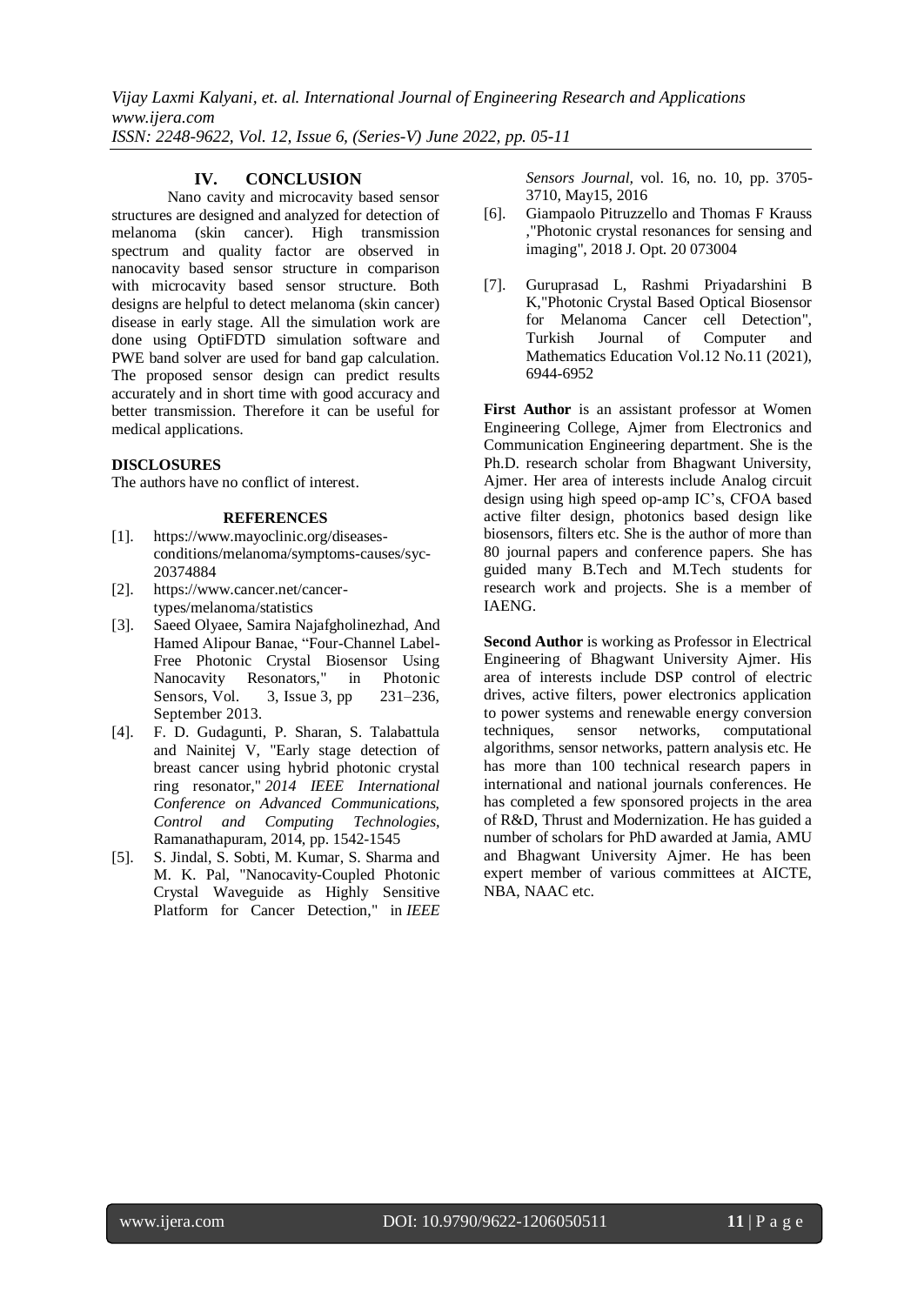## IV. CONCLUSION

Nano cavity and microcavity based sensor structures are designed and analyzed for detection of melanoma (skin cancer). High transmission spectrum and quality factor are observed in nanocavity based sensor structure in comparison with microcavity based sensor structure. Both designs are helpful to detect melanoma (skin cancer) disease in early stage. All the simulation work are done using OptiFDTD simulation software and PWE band solver are used for band gap calculation. The proposed sensor design can predict results accurately and in short time with good accuracy and better transmission. Therefore it can be useful for medical applications.

**DISCLOSURES**

The authors have no conflict of interest.

### REFERENCES

[1]. https://www.mayoclinic.org/diseases-conditions/melanoma/symptoms-causes/syc-20374884

[2]. https://www.cancer.net/cancer-types/melanoma/statistics

[3]. Saeed Olyaee, Samira Najafgholinezhad, And Hamed Alipour Banae, "Four-Channel Label-Free Photonic Crystal Biosensor Using Nanocavity Resonators," in Photonic Sensors, Vol. 3, Issue 3, pp 231–236, September 2013.

[4]. F. D. Gudagunti, P. Sharan, S. Talabattula and Nainitej V, "Early stage detection of breast cancer using hybrid photonic crystal ring resonator," *2014 IEEE International Conference on Advanced Communications, Control and Computing Technologies*, Ramanathapuram, 2014, pp. 1542-1545

[5]. S. Jindal, S. Sobti, M. Kumar, S. Sharma and M. K. Pal, "Nanocavity-Coupled Photonic Crystal Waveguide as Highly Sensitive Platform for Cancer Detection," in *IEEE Sensors Journal*, vol. 16, no. 10, pp. 3705-3710, May15, 2016

[6]. Giampaolo Pitruzzello and Thomas F Krauss ,"Photonic crystal resonances for sensing and imaging", 2018 J. Opt. 20 073004

[7]. Guruprasad L, Rashmi Priyadarshini B K,"Photonic Crystal Based Optical Biosensor for Melanoma Cancer cell Detection", Turkish Journal of Computer and Mathematics Education Vol.12 No.11 (2021), 6944-6952

**First Author** is an assistant professor at Women Engineering College, Ajmer from Electronics and Communication Engineering department. She is the Ph.D. research scholar from Bhagwant University, Ajmer. Her area of interests include Analog circuit design using high speed op-amp IC's, CFOA based active filter design, photonics based design like biosensors, filters etc. She is the author of more than 80 journal papers and conference papers. She has guided many B.Tech and M.Tech students for research work and projects. She is a member of IAENG.

**Second Author** is working as Professor in Electrical Engineering of Bhagwant University Ajmer. His area of interests include DSP control of electric drives, active filters, power electronics application to power systems and renewable energy conversion techniques, sensor networks, computational algorithms, sensor networks, pattern analysis etc. He has more than 100 technical research papers in international and national journals conferences. He has completed a few sponsored projects in the area of R&D, Thrust and Modernization. He has guided a number of scholars for PhD awarded at Jamia, AMU and Bhagwant University Ajmer. He has been expert member of various committees at AICTE, NBA, NAAC etc.